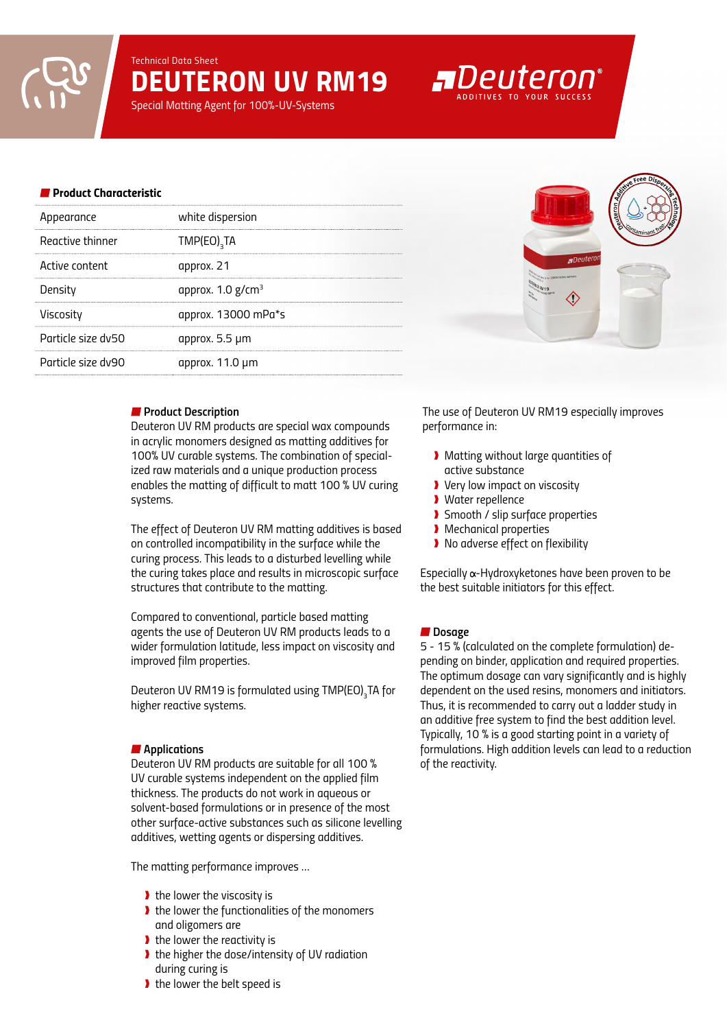Technical Data Sheet

# DEUTERON UV RM19

Special Matting Agent for 100%-UV-Systems

## Product Characteristic

| | |
|---|---|
| Appearance | white dispersion |
| Reactive thinner | $TMP(EO)_3TA$ |
| Active content | approx. 21 |
| Density | approx. 1.0 g/cm$^3$ |
| Viscosity | approx. 13000 mPa*s |
| Particle size dv50 | approx. 5.5 µm |
| Particle size dv90 | approx. 11.0 µm |

## Product Description

Deuteron UV RM products are special wax compounds in acrylic monomers designed as matting additives for 100% UV curable systems. The combination of specialized raw materials and a unique production process enables the matting of difficult to matt 100 % UV curing systems.

The effect of Deuteron UV RM matting additives is based on controlled incompatibility in the surface while the curing process. This leads to a disturbed levelling while the curing takes place and results in microscopic surface structures that contribute to the matting.

Compared to conventional, particle based matting agents the use of Deuteron UV RM products leads to a wider formulation latitude, less impact on viscosity and improved film properties.

Deuteron UV RM19 is formulated using $TMP(EO)_3TA$ for higher reactive systems.

## Applications

Deuteron UV RM products are suitable for all 100 % UV curable systems independent on the applied film thickness. The products do not work in aqueous or solvent-based formulations or in presence of the most other surface-active substances such as silicone levelling additives, wetting agents or dispersing additives.

The matting performance improves ...

- the lower the viscosity is
- the lower the functionalities of the monomers and oligomers are
- the lower the reactivity is
- the higher the dose/intensity of UV radiation during curing is
- the lower the belt speed is

The use of Deuteron UV RM19 especially improves performance in:

- Matting without large quantities of active substance
- Very low impact on viscosity
- Water repellence
- Smooth / slip surface properties
- Mechanical properties
- No adverse effect on flexibility

Especially $\alpha$-Hydroxyketones have been proven to be the best suitable initiators for this effect.

## Dosage

5 - 15 % (calculated on the complete formulation) depending on binder, application and required properties. The optimum dosage can vary significantly and is highly dependent on the used resins, monomers and initiators. Thus, it is recommended to carry out a ladder study in an additive free system to find the best addition level. Typically, 10 % is a good starting point in a variety of formulations. High addition levels can lead to a reduction of the reactivity.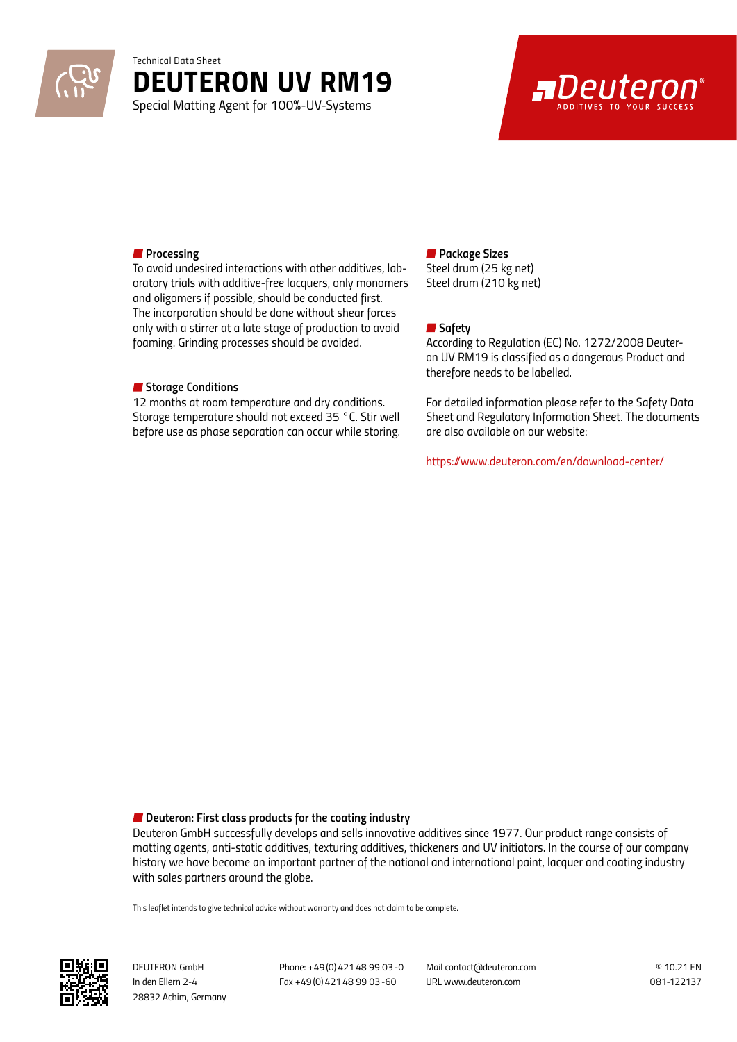Technical Data Sheet

# DEUTERON UV RM19

Special Matting Agent for 100%-UV-Systems

Deuteron® ADDITIVES TO YOUR SUCCESS

## Processing

To avoid undesired interactions with other additives, laboratory trials with additive-free lacquers, only monomers and oligomers if possible, should be conducted first.
The incorporation should be done without shear forces only with a stirrer at a late stage of production to avoid foaming. Grinding processes should be avoided.

## Storage Conditions

12 months at room temperature and dry conditions.
Storage temperature should not exceed 35 °C. Stir well before use as phase separation can occur while storing.

## Package Sizes

Steel drum (25 kg net)
Steel drum (210 kg net)

## Safety

According to Regulation (EC) No. 1272/2008 Deuteron UV RM19 is classified as a dangerous Product and therefore needs to be labelled.

For detailed information please refer to the Safety Data Sheet and Regulatory Information Sheet. The documents are also available on our website:

https://www.deuteron.com/en/download-center/

## Deuteron: First class products for the coating industry

Deuteron GmbH successfully develops and sells innovative additives since 1977. Our product range consists of matting agents, anti-static additives, texturing additives, thickeners and UV initiators. In the course of our company history we have become an important partner of the national and international paint, lacquer and coating industry with sales partners around the globe.

This leaflet intends to give technical advice without warranty and does not claim to be complete.

DEUTERON GmbH
In den Ellern 2-4
28832 Achim, Germany

Phone: +49 (0) 421 48 99 03 -0
Fax +49 (0) 421 48 99 03 -60

Mail contact@deuteron.com
URL www.deuteron.com

© 10.21 EN
081-122137